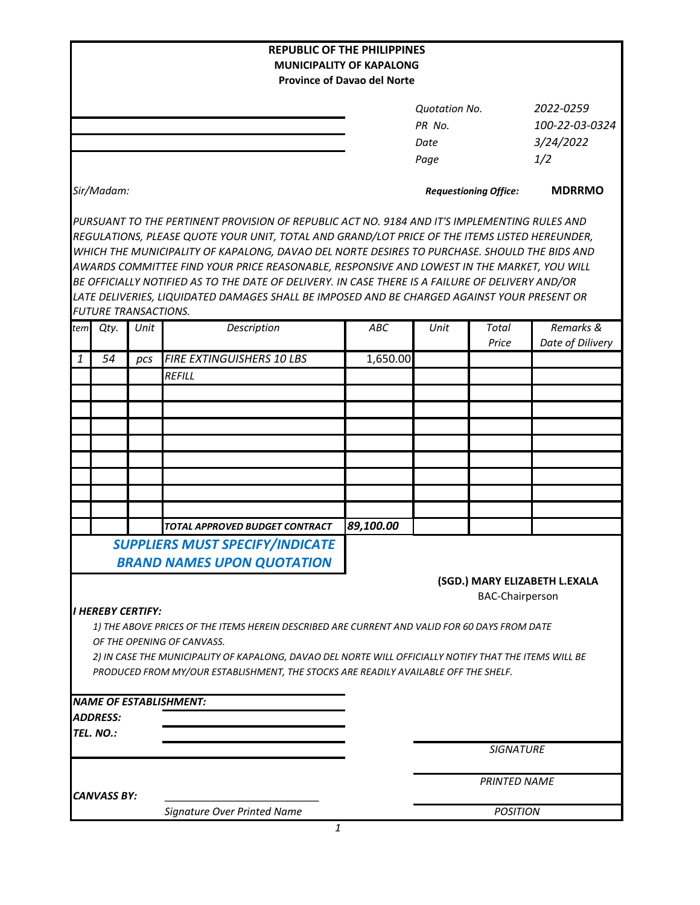**REPUBLIC OF THE PHILIPPINES**
**MUNICIPALITY OF KAPALONG**
**Province of Davao del Norte**

| | |
|---|---|
| *Quotation No.* | *2022-0259* |
| *PR No.* | *100-22-03-0324* |
| *Date* | *3/24/2022* |
| *Page* | *1/2* |

*Sir/Madam:*

***Requestioning Office:*** **MDRRMO**

*PURSUANT TO THE PERTINENT PROVISION OF REPUBLIC ACT NO. 9184 AND IT'S IMPLEMENTING RULES AND REGULATIONS, PLEASE QUOTE YOUR UNIT, TOTAL AND GRAND/LOT PRICE OF THE ITEMS LISTED HEREUNDER, WHICH THE MUNICIPALITY OF KAPALONG, DAVAO DEL NORTE DESIRES TO PURCHASE. SHOULD THE BIDS AND AWARDS COMMITTEE FIND YOUR PRICE REASONABLE, RESPONSIVE AND LOWEST IN THE MARKET, YOU WILL BE OFFICIALLY NOTIFIED AS TO THE DATE OF DELIVERY. IN CASE THERE IS A FAILURE OF DELIVERY AND/OR LATE DELIVERIES, LIQUIDATED DAMAGES SHALL BE IMPOSED AND BE CHARGED AGAINST YOUR PRESENT OR FUTURE TRANSACTIONS.*

| *tem* | *Qty.* | *Unit* | *Description* | *ABC* | *Unit* | *Total Price* | *Remarks & Date of Dilivery* |
|---|---|---|---|---|---|---|---|
| *1* | *54* | *pcs* | *FIRE EXTINGUISHERS 10 LBS* | 1,650.00 | | | |
| | | | *REFILL* | | | | |
| | | | | | | | |
| | | | | | | | |
| | | | | | | | |
| | | | | | | | |
| | | | | | | | |
| | | | | | | | |
| | | | | | | | |
| | | | | | | | |
| | | | ***TOTAL APPROVED BUDGET CONTRACT*** | ***89,100.00*** | | | |

***SUPPLIERS MUST SPECIFY/INDICATE BRAND NAMES UPON QUOTATION***

**(SGD.) MARY ELIZABETH L.EXALA**
BAC-Chairperson

***I HEREBY CERTIFY:***

*1) THE ABOVE PRICES OF THE ITEMS HEREIN DESCRIBED ARE CURRENT AND VALID FOR 60 DAYS FROM DATE OF THE OPENING OF CANVASS.*

*2) IN CASE THE MUNICIPALITY OF KAPALONG, DAVAO DEL NORTE WILL OFFICIALLY NOTIFY THAT THE ITEMS WILL BE PRODUCED FROM MY/OUR ESTABLISHMENT, THE STOCKS ARE READILY AVAILABLE OFF THE SHELF.*

***NAME OF ESTABLISHMENT:*** ____________________

***ADDRESS:*** ____________________

***TEL. NO.:*** ____________________

____________________
*SIGNATURE*

____________________
*PRINTED NAME*

***CANVASS BY:*** ____________________
*Signature Over Printed Name*

____________________
*POSITION*